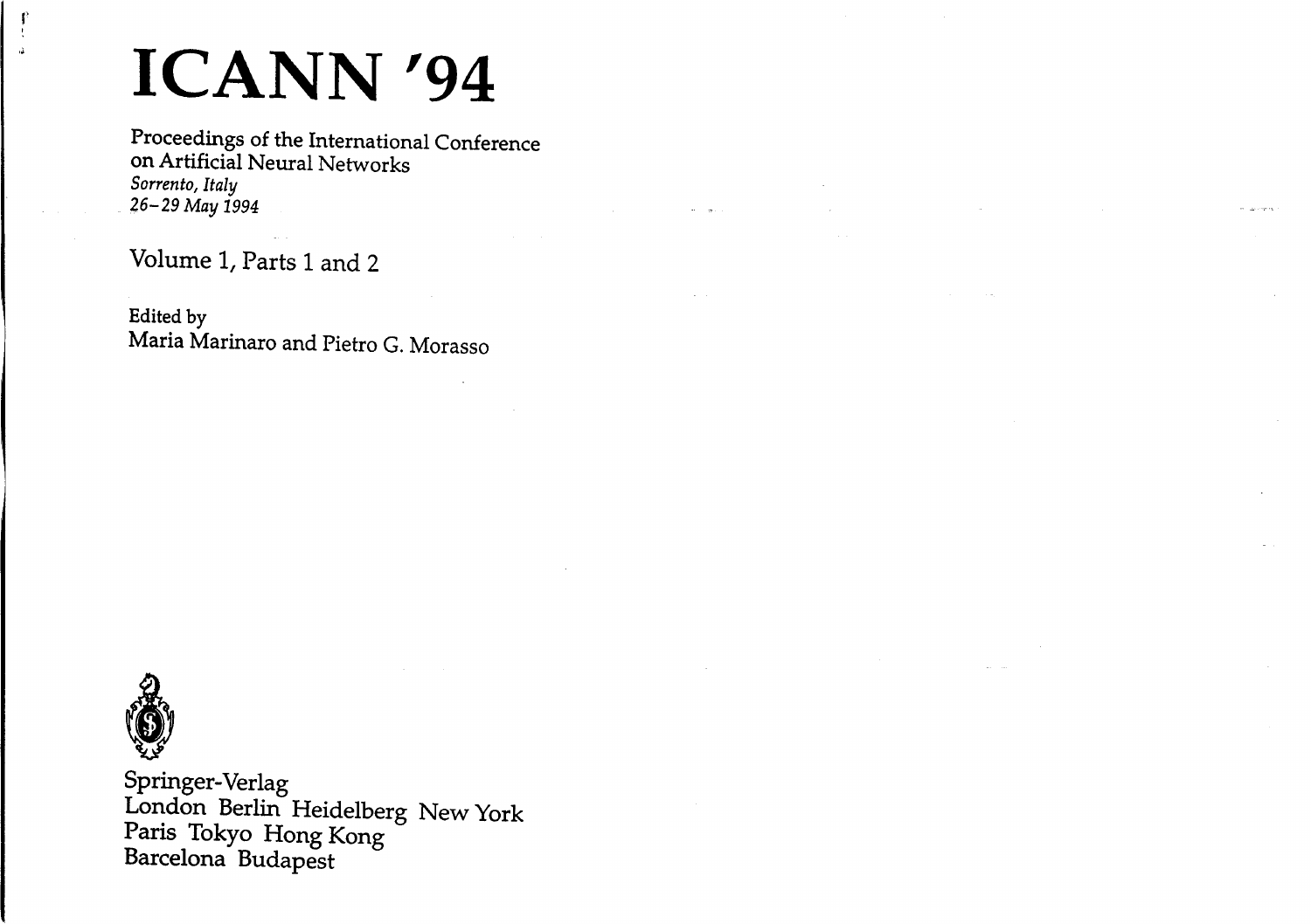# ICANN '94

Proceedings of the International Conference on Artificial Neural Networks
*Sorrento, Italy*
*26–29 May 1994*

Volume 1, Parts 1 and 2

Edited by
Maria Marinaro and Pietro G. Morasso

Springer-Verlag
London Berlin Heidelberg New York
Paris Tokyo Hong Kong
Barcelona Budapest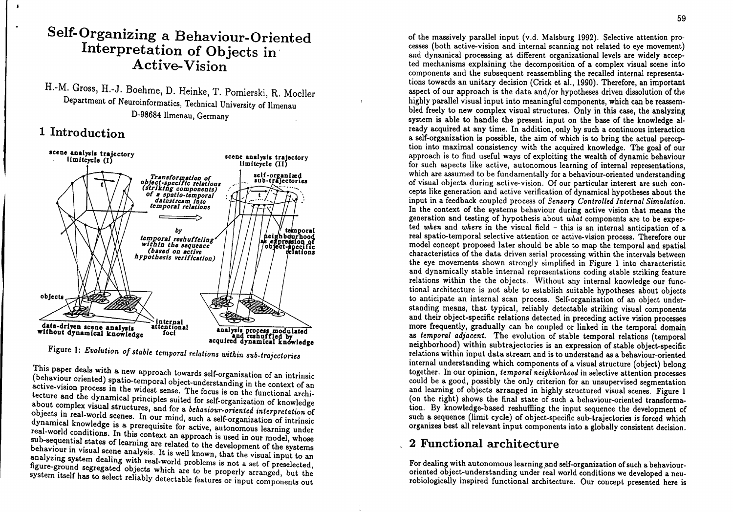# Self-Organizing a Behaviour-Oriented Interpretation of Objects in Active-Vision

H.-M. Gross, H.-J. Boehme, D. Heinke, T. Pomierski, R. Moeller

Department of Neuroinformatics, Technical University of Ilmenau

D-98684 Ilmenau, Germany

## 1 Introduction

scene analysis trajectory limitcycle (I)

scene analysis trajectory limitcycle (II)

Transformation of object-specific relations (striking components) of a spatio-temporal datastream into temporal relations

by

temporal reshuffeling within the sequence (based on active hypothesis verification)

self-organized sub-trajectories

temporal neighbourhood as expression of object-specific relations

objects

internal attentional foci

data-driven scene analysis without dynamical knowledge

analysis process modulated and reshuffled by acquired dynamical knowledge

Figure 1: *Evolution of stable temporal relations within sub-trajectories*

This paper deals with a new approach towards self-organization of an intrinsic (behaviour oriented) spatio-temporal object-understanding in the context of an active-vision process in the widest sense. The focus is on the functional architecture and the dynamical principles suited for self-organization of knowledge about complex visual structures, and for a *behaviour-oriented interpretation* of objects in real-world scenes. In our mind, such a self-organization of intrinsic dynamical knowledge is a prerequisite for active, autonomous learning under real-world conditions. In this context an approach is used in our model, whose sub-sequential states of learning are related to the development of the systems behaviour in visual scene analysis. It is well known, that the visual input to an analyzing system dealing with real-world problems is not a set of preselected, figure-ground segregated objects which are to be properly arranged, but the system itself has to select reliably detectable features or input components out of the massively parallel input (v.d. Malsburg 1992). Selective attention processes (both active-vision and internal scanning not related to eye movement) and dynamical processing at different organizational levels are widely accepted mechanisms explaining the decomposition of a complex visual scene into components and the subsequent reassembling the recalled internal representations towards an unitary decision (Crick et al., 1990). Therefore, an important aspect of our approach is the data and/or hypotheses driven dissolution of the highly parallel visual input into meaningful components, which can be reassembled freely to new complex visual structures. Only in this case, the analyzing system is able to handle the present input on the base of the knowledge already acquired at any time. In addition, only by such a continuous interaction a self-organization is possible, the aim of which is to bring the actual perception into maximal consistency with the acquired knowledge. The goal of our approach is to find useful ways of exploiting the wealth of dynamic behaviour for such aspects like active, autonomous learning of internal representations, which are assumed to be fundamentally for a behaviour-oriented understanding of visual objects during active-vision. Of our particular interest are such concepts like generation and active verification of dynamical hypotheses about the input in a feedback coupled process of *Sensory Controlled Internal Simulation*. In the context of the systems behaviour during active vision that means the generation and testing of hypothesis about *what* components are to be expected *when* and *where* in the visual field - this is an internal anticipation of a real spatio-temporal selective attention or active-vision process. Therefore our model concept proposed later should be able to map the temporal and spatial characteristics of the data driven serial processing within the intervals between the eye movements shown strongly simplified in Figure 1 into characteristic and dynamically stable internal representations coding stable striking feature relations within the the objects. Without any internal knowledge our functional architecture is not able to establish suitable hypotheses about objects to anticipate an internal scan process. Self-organization of an object understanding means, that typical, reliably detectable striking visual components and their object-specific relations detected in preceding active vision processes more frequently, gradually can be coupled or linked in the temporal domain as *temporal adjacent*. The evolution of stable temporal relations (temporal neighborhood) within subtrajectories is an expression of stable object-specific relations within input data stream and is to understand as a behaviour-oriented internal understanding which components of a visual structure (object) belong together. In our opinion, *temporal neighborhood* in selective attention processes could be a good, possibly the only criterion for an unsupervised segmentation and learning of objects arranged in highly structured visual scenes. Figure 1 (on the right) shows the final state of such a behaviour-oriented transformation. By knowledge-based reshuffling the input sequence the development of such a sequence (limit cycle) of object-specific sub-trajectories is forced which organizes best all relevant input components into a globally consistent decision.

## 2 Functional architecture

For dealing with autonomous learning and self-organization of such a behaviour-oriented object-understanding under real world conditions we developed a neurobiologically inspired functional architecture. Our concept presented here is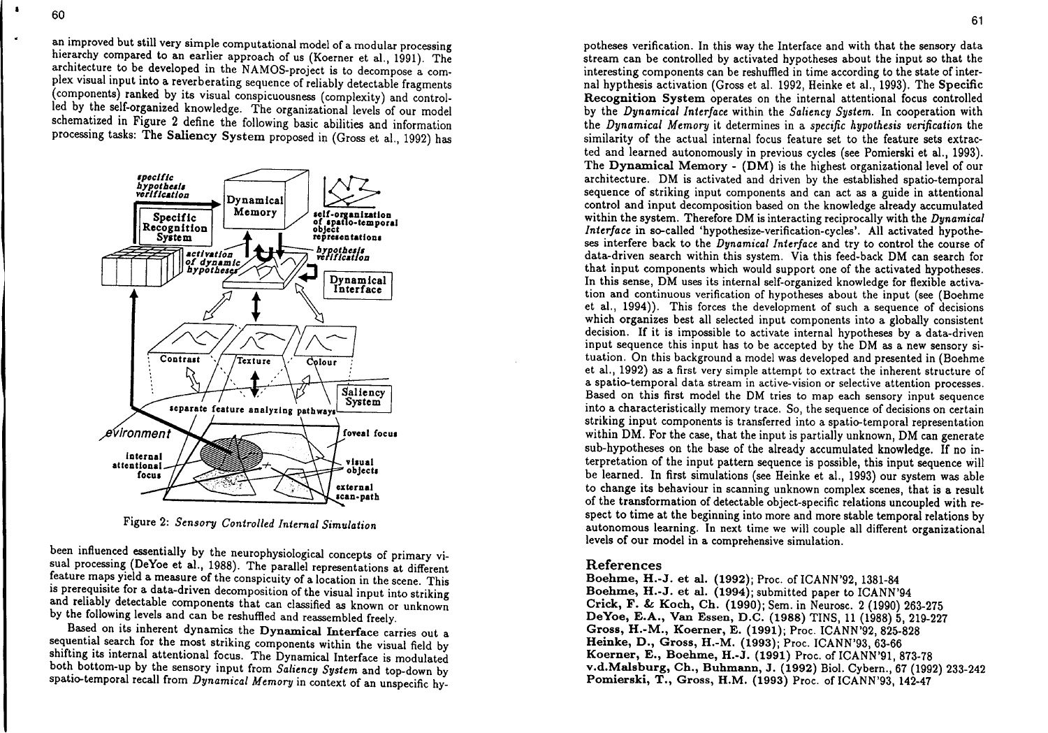an improved but still very simple computational model of a modular processing hierarchy compared to an earlier approach of us (Koerner et al., 1991). The architecture to be developed in the NAMOS-project is to decompose a complex visual input into a reverberating sequence of reliably detectable fragments (components) ranked by its visual conspicuousness (complexity) and controlled by the self-organized knowledge. The organizational levels of our model schematized in Figure 2 define the following basic abilities and information processing tasks: The **Saliency System** proposed in (Gross et al., 1992) has

specific hypothesis verification

Dynamical Memory

self-organization of spatio-temporal object representations

Specific Recognition System

activation of dynamic hypotheses

hypothesis verification

Dynamical Interface

Contrast

Texture

Colour

Saliency System

separate feature analyzing pathways

environment

foveal focus

internal attentional focus

visual objects

external scan-path

Figure 2: *Sensory Controlled Internal Simulation*

been influenced essentially by the neurophysiological concepts of primary visual processing (DeYoe et al., 1988). The parallel representations at different feature maps yield a measure of the conspicuity of a location in the scene. This is prerequisite for a data-driven decomposition of the visual input into striking and reliably detectable components that can classified as known or unknown by the following levels and can be reshuffled and reassembled freely.

Based on its inherent dynamics the **Dynamical Interface** carries out a sequential search for the most striking components within the visual field by shifting its internal attentional focus. The Dynamical Interface is modulated both bottom-up by the sensory input from *Saliency System* and top-down by spatio-temporal recall from *Dynamical Memory* in context of an unspecific hypotheses verification. In this way the Interface and with that the sensory data stream can be controlled by activated hypotheses about the input so that the interesting components can be reshuffled in time according to the state of internal hypthesis activation (Gross et al. 1992, Heinke et al., 1993). The **Specific Recognition System** operates on the internal attentional focus controlled by the *Dynamical Interface* within the *Saliency System*. In cooperation with the *Dynamical Memory* it determines in a *specific hypothesis verification* the similarity of the actual internal focus feature set to the feature sets extracted and learned autonomously in previous cycles (see Pomierski et al., 1993). The **Dynamical Memory - (DM)** is the highest organizational level of our architecture. DM is activated and driven by the established spatio-temporal sequence of striking input components and can act as a guide in attentional control and input decomposition based on the knowledge already accumulated within the system. Therefore DM is interacting reciprocally with the *Dynamical Interface* in so-called 'hypothesize-verification-cycles'. All activated hypotheses interfere back to the *Dynamical Interface* and try to control the course of data-driven search within this system. Via this feed-back DM can search for that input components which would support one of the activated hypotheses. In this sense, DM uses its internal self-organized knowledge for flexible activation and continuous verification of hypotheses about the input (see (Boehme et al., 1994)). This forces the development of such a sequence of decisions which organizes best all selected input components into a globally consistent decision. If it is impossible to activate internal hypotheses by a data-driven input sequence this input has to be accepted by the DM as a new sensory situation. On this background a model was developed and presented in (Boehme et al., 1992) as a first very simple attempt to extract the inherent structure of a spatio-temporal data stream in active-vision or selective attention processes. Based on this first model the DM tries to map each sensory input sequence into a characteristically memory trace. So, the sequence of decisions on certain striking input components is transferred into a spatio-temporal representation within DM. For the case, that the input is partially unknown, DM can generate sub-hypotheses on the base of the already accumulated knowledge. If no interpretation of the input pattern sequence is possible, this input sequence will be learned. In first simulations (see Heinke et al., 1993) our system was able to change its behaviour in scanning unknown complex scenes, that is a result of the transformation of detectable object-specific relations uncoupled with respect to time at the beginning into more and more stable temporal relations by autonomous learning. In next time we will couple all different organizational levels of our model in a comprehensive simulation.

## References

**Boehme, H.-J. et al. (1992)**; Proc. of ICANN'92, 1381-84
**Boehme, H.-J. et al. (1994)**; submitted paper to ICANN'94
**Crick, F. & Koch, Ch. (1990)**; Sem. in Neurosc. 2 (1990) 263-275
**DeYoe, E.A., Van Essen, D.C. (1988)** TINS, 11 (1988) 5, 219-227
**Gross, H.-M., Koerner, E. (1991)**; Proc. ICANN'92, 825-828
**Heinke, D., Gross, H.-M. (1993)**; Proc. ICANN'93, 63-66
**Koerner, E., Boehme, H.-J. (1991)** Proc. of ICANN'91, 873-78
**v.d.Malsburg, Ch., Buhmann, J. (1992)** Biol. Cybern., 67 (1992) 233-242
**Pomierski, T., Gross, H.M. (1993)** Proc. of ICANN'93, 142-47